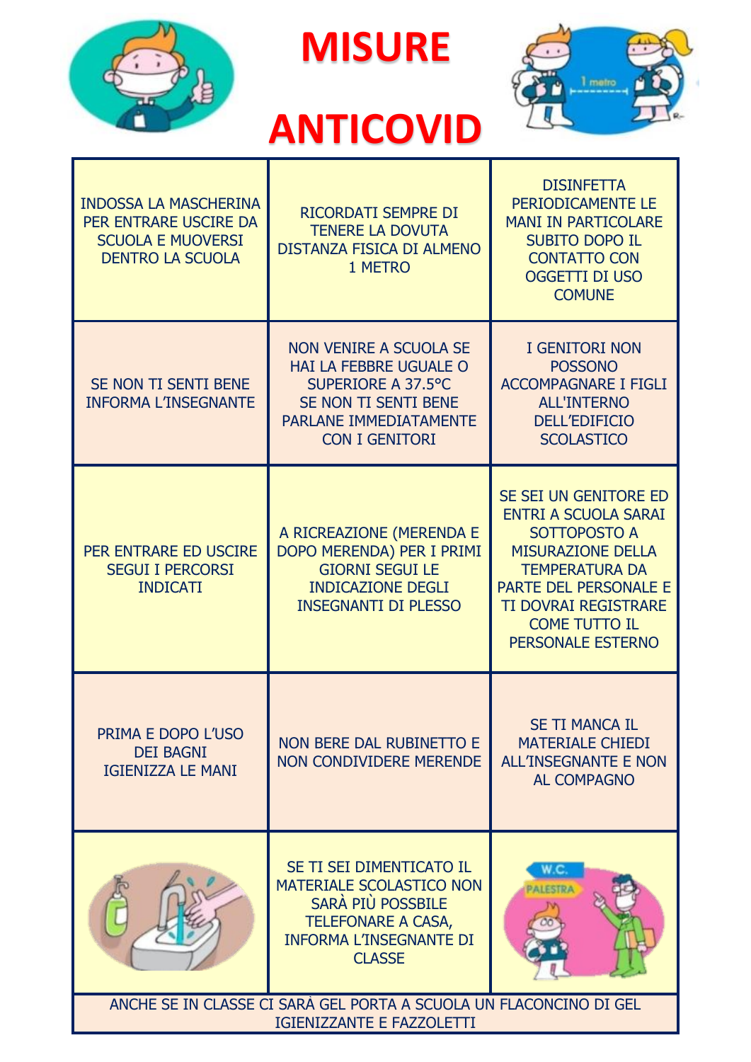# MISURE ANTICOVID

| | | |
|---|---|---|
| INDOSSA LA MASCHERINA PER ENTRARE USCIRE DA SCUOLA E MUOVERSI DENTRO LA SCUOLA | RICORDATI SEMPRE DI TENERE LA DOVUTA DISTANZA FISICA DI ALMENO 1 METRO | DISINFETTA PERIODICAMENTE LE MANI IN PARTICOLARE SUBITO DOPO IL CONTATTO CON OGGETTI DI USO COMUNE |
| SE NON TI SENTI BENE INFORMA L'INSEGNANTE | NON VENIRE A SCUOLA SE HAI LA FEBBRE UGUALE O SUPERIORE A 37.5°C SE NON TI SENTI BENE PARLANE IMMEDIATAMENTE CON I GENITORI | I GENITORI NON POSSONO ACCOMPAGNARE I FIGLI ALL'INTERNO DELL'EDIFICIO SCOLASTICO |
| PER ENTRARE ED USCIRE SEGUI I PERCORSI INDICATI | A RICREAZIONE (MERENDA E DOPO MERENDA) PER I PRIMI GIORNI SEGUI LE INDICAZIONE DEGLI INSEGNANTI DI PLESSO | SE SEI UN GENITORE ED ENTRI A SCUOLA SARAI SOTTOPOSTO A MISURAZIONE DELLA TEMPERATURA DA PARTE DEL PERSONALE E TI DOVRAI REGISTRARE COME TUTTO IL PERSONALE ESTERNO |
| PRIMA E DOPO L'USO DEI BAGNI IGIENIZZA LE MANI | NON BERE DAL RUBINETTO E NON CONDIVIDERE MERENDE | SE TI MANCA IL MATERIALE CHIEDI ALL'INSEGNANTE E NON AL COMPAGNO |
| | SE TI SEI DIMENTICATO IL MATERIALE SCOLASTICO NON SARÀ PIÙ POSSBILE TELEFONARE A CASA, INFORMA L'INSEGNANTE DI CLASSE | |

ANCHE SE IN CLASSE CI SARÀ GEL PORTA A SCUOLA UN FLACONCINO DI GEL IGIENIZZANTE E FAZZOLETTI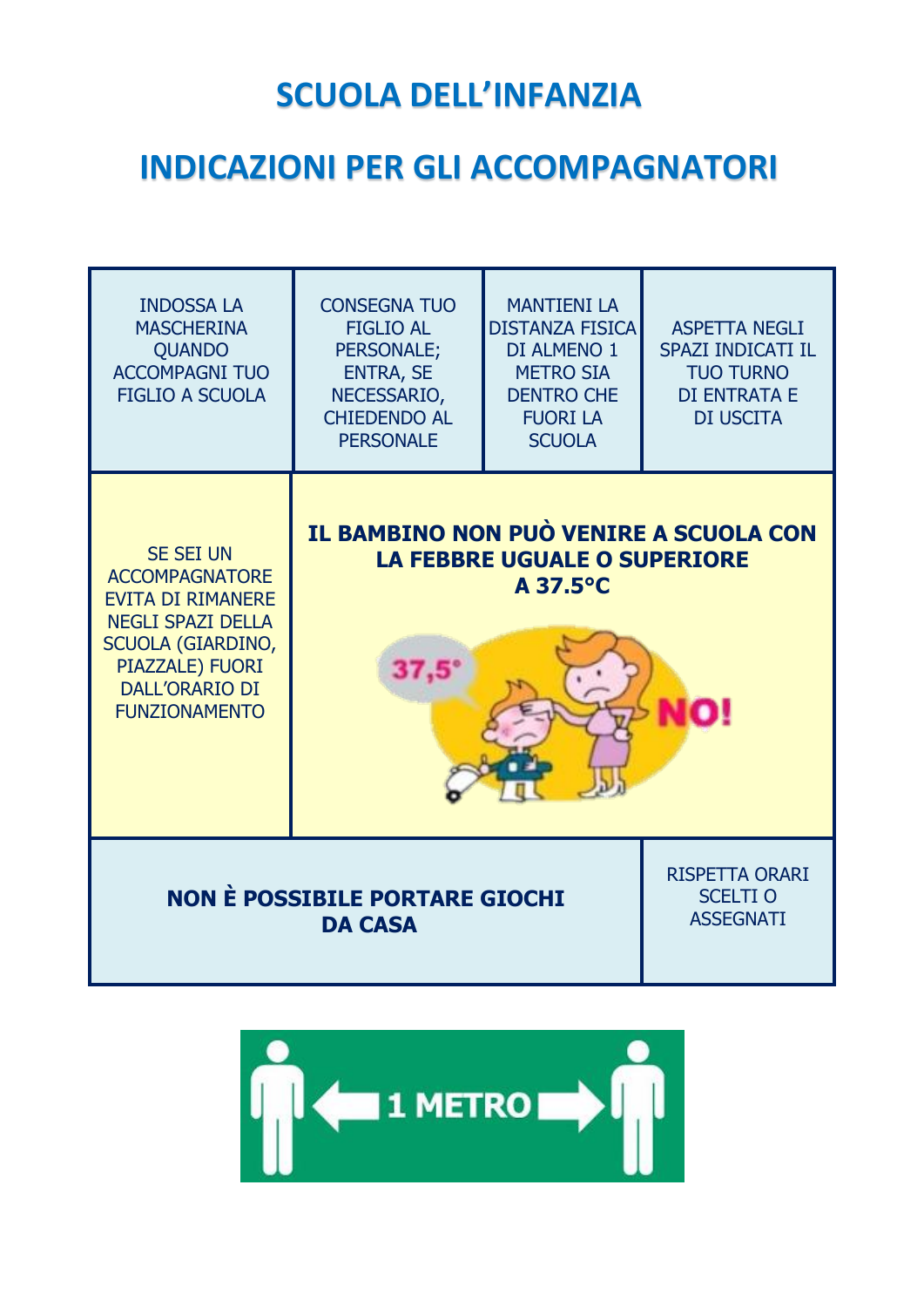# SCUOLA DELL'INFANZIA

# INDICAZIONI PER GLI ACCOMPAGNATORI

| | | | |
|---|---|---|---|
| INDOSSA LA MASCHERINA QUANDO ACCOMPAGNI TUO FIGLIO A SCUOLA | CONSEGNA TUO FIGLIO AL PERSONALE; ENTRA, SE NECESSARIO, CHIEDENDO AL PERSONALE | MANTIENI LA DISTANZA FISICA DI ALMENO 1 METRO SIA DENTRO CHE FUORI LA SCUOLA | ASPETTA NEGLI SPAZI INDICATI IL TUO TURNO DI ENTRATA E DI USCITA |
| SE SEI UN ACCOMPAGNATORE EVITA DI RIMANERE NEGLI SPAZI DELLA SCUOLA (GIARDINO, PIAZZALE) FUORI DALL'ORARIO DI FUNZIONAMENTO | **IL BAMBINO NON PUÒ VENIRE A SCUOLA CON LA FEBBRE UGUALE O SUPERIORE A 37.5°C** | | |
| **NON È POSSIBILE PORTARE GIOCHI DA CASA** | | | RISPETTA ORARI SCELTI O ASSEGNATI |

37,5°

NO!

1 METRO